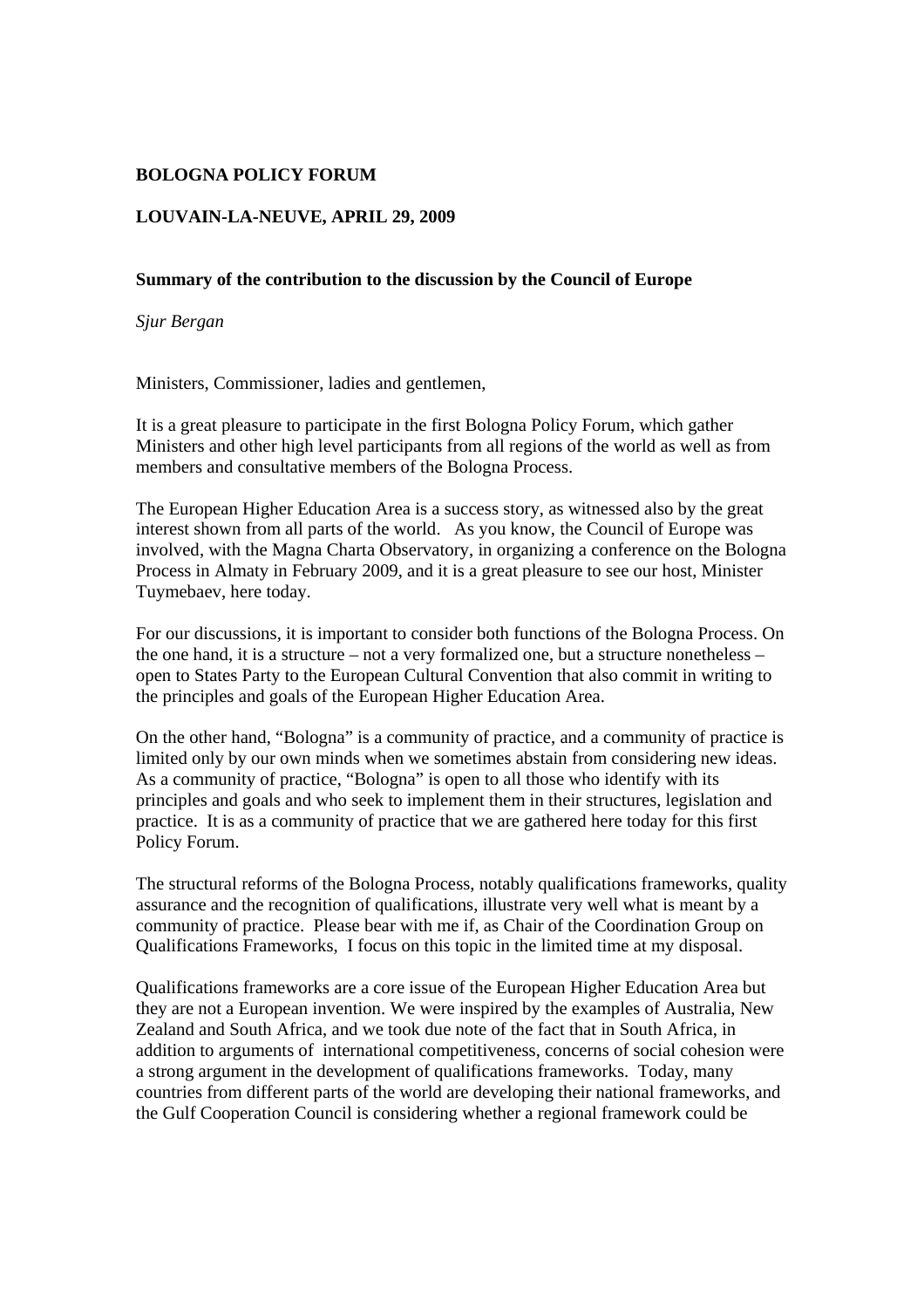**BOLOGNA POLICY FORUM**

**LOUVAIN-LA-NEUVE, APRIL 29, 2009**

**Summary of the contribution to the discussion by the Council of Europe**

*Sjur Bergan*

Ministers, Commissioner, ladies and gentlemen,

It is a great pleasure to participate in the first Bologna Policy Forum, which gather Ministers and other high level participants from all regions of the world as well as from members and consultative members of the Bologna Process.

The European Higher Education Area is a success story, as witnessed also by the great interest shown from all parts of the world. As you know, the Council of Europe was involved, with the Magna Charta Observatory, in organizing a conference on the Bologna Process in Almaty in February 2009, and it is a great pleasure to see our host, Minister Tuymebaev, here today.

For our discussions, it is important to consider both functions of the Bologna Process. On the one hand, it is a structure – not a very formalized one, but a structure nonetheless – open to States Party to the European Cultural Convention that also commit in writing to the principles and goals of the European Higher Education Area.

On the other hand, "Bologna" is a community of practice, and a community of practice is limited only by our own minds when we sometimes abstain from considering new ideas. As a community of practice, "Bologna" is open to all those who identify with its principles and goals and who seek to implement them in their structures, legislation and practice. It is as a community of practice that we are gathered here today for this first Policy Forum.

The structural reforms of the Bologna Process, notably qualifications frameworks, quality assurance and the recognition of qualifications, illustrate very well what is meant by a community of practice. Please bear with me if, as Chair of the Coordination Group on Qualifications Frameworks, I focus on this topic in the limited time at my disposal.

Qualifications frameworks are a core issue of the European Higher Education Area but they are not a European invention. We were inspired by the examples of Australia, New Zealand and South Africa, and we took due note of the fact that in South Africa, in addition to arguments of international competitiveness, concerns of social cohesion were a strong argument in the development of qualifications frameworks. Today, many countries from different parts of the world are developing their national frameworks, and the Gulf Cooperation Council is considering whether a regional framework could be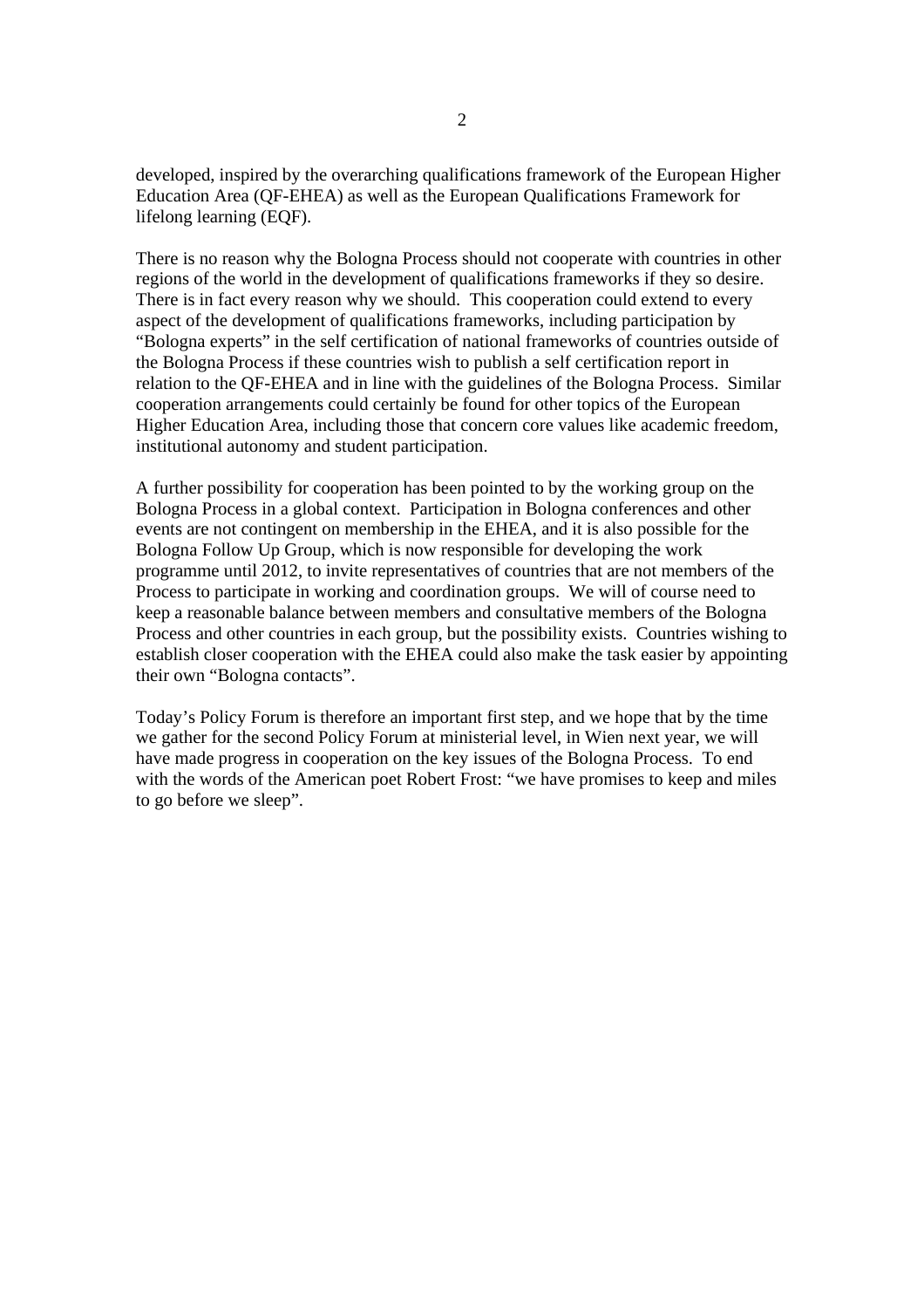developed, inspired by the overarching qualifications framework of the European Higher Education Area (QF-EHEA) as well as the European Qualifications Framework for lifelong learning (EQF).

There is no reason why the Bologna Process should not cooperate with countries in other regions of the world in the development of qualifications frameworks if they so desire. There is in fact every reason why we should. This cooperation could extend to every aspect of the development of qualifications frameworks, including participation by "Bologna experts" in the self certification of national frameworks of countries outside of the Bologna Process if these countries wish to publish a self certification report in relation to the QF-EHEA and in line with the guidelines of the Bologna Process. Similar cooperation arrangements could certainly be found for other topics of the European Higher Education Area, including those that concern core values like academic freedom, institutional autonomy and student participation.

A further possibility for cooperation has been pointed to by the working group on the Bologna Process in a global context. Participation in Bologna conferences and other events are not contingent on membership in the EHEA, and it is also possible for the Bologna Follow Up Group, which is now responsible for developing the work programme until 2012, to invite representatives of countries that are not members of the Process to participate in working and coordination groups. We will of course need to keep a reasonable balance between members and consultative members of the Bologna Process and other countries in each group, but the possibility exists. Countries wishing to establish closer cooperation with the EHEA could also make the task easier by appointing their own "Bologna contacts".

Today's Policy Forum is therefore an important first step, and we hope that by the time we gather for the second Policy Forum at ministerial level, in Wien next year, we will have made progress in cooperation on the key issues of the Bologna Process. To end with the words of the American poet Robert Frost: "we have promises to keep and miles to go before we sleep".